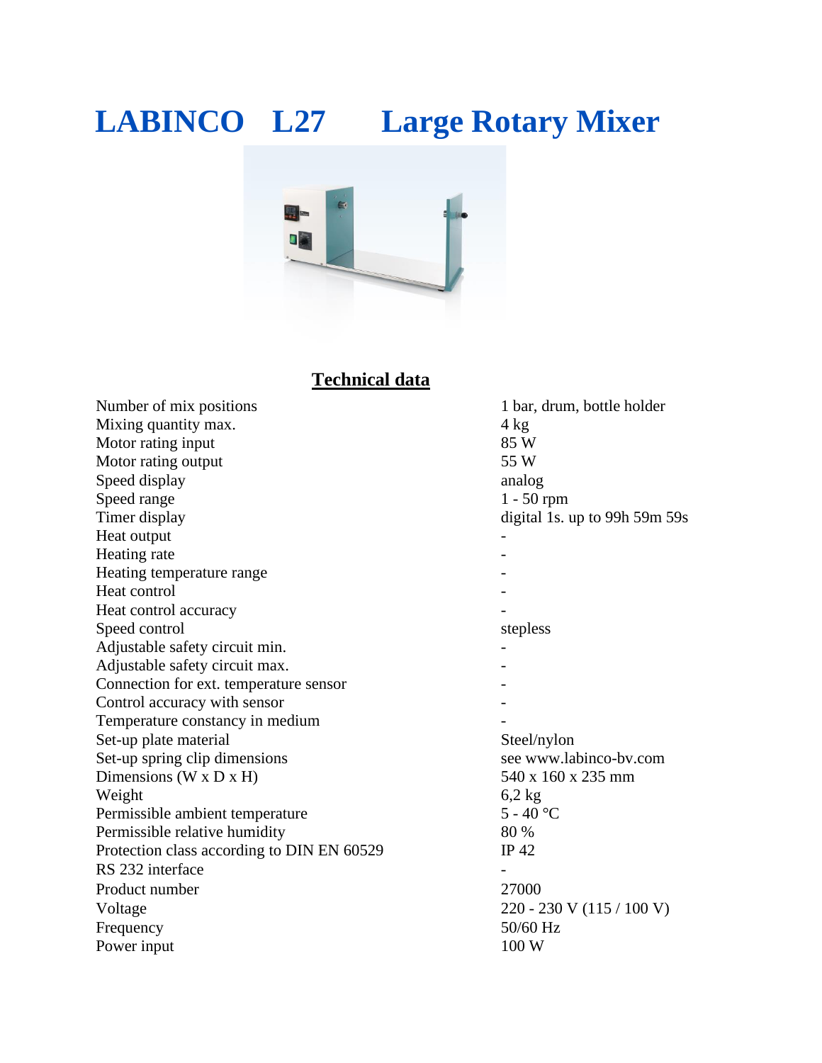# LABINCO L27 Large Rotary Mixer

## Technical data

| | |
|---|---|
| Number of mix positions | 1 bar, drum, bottle holder |
| Mixing quantity max. | 4 kg |
| Motor rating input | 85 W |
| Motor rating output | 55 W |
| Speed display | analog |
| Speed range | 1 - 50 rpm |
| Timer display | digital 1s. up to 99h 59m 59s |
| Heat output | - |
| Heating rate | - |
| Heating temperature range | - |
| Heat control | - |
| Heat control accuracy | - |
| Speed control | stepless |
| Adjustable safety circuit min. | - |
| Adjustable safety circuit max. | - |
| Connection for ext. temperature sensor | - |
| Control accuracy with sensor | - |
| Temperature constancy in medium | - |
| Set-up plate material | Steel/nylon |
| Set-up spring clip dimensions | see www.labinco-bv.com |
| Dimensions (W x D x H) | 540 x 160 x 235 mm |
| Weight | 6,2 kg |
| Permissible ambient temperature | 5 - 40 °C |
| Permissible relative humidity | 80 % |
| Protection class according to DIN EN 60529 | IP 42 |
| RS 232 interface | - |
| Product number | 27000 |
| Voltage | 220 - 230 V (115 / 100 V) |
| Frequency | 50/60 Hz |
| Power input | 100 W |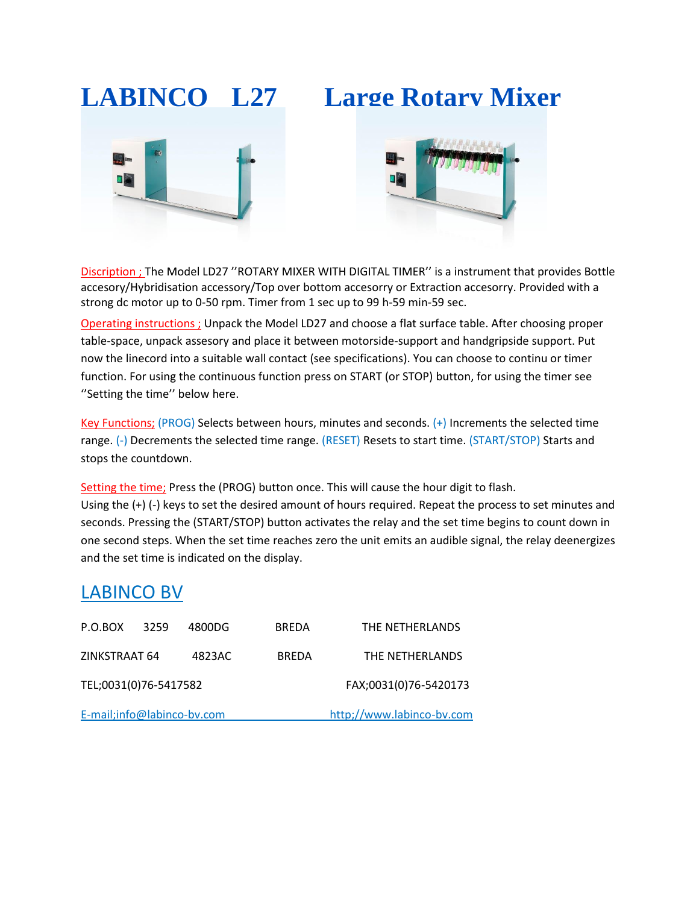# LABINCO L27 Large Rotary Mixer

Discription ; The Model LD27 ''ROTARY MIXER WITH DIGITAL TIMER'' is a instrument that provides Bottle accesory/Hybridisation accessory/Top over bottom accesorry or Extraction accesorry. Provided with a strong dc motor up to 0-50 rpm. Timer from 1 sec up to 99 h-59 min-59 sec.

Operating instructions ; Unpack the Model LD27 and choose a flat surface table. After choosing proper table-space, unpack assesory and place it between motorside-support and handgripside support. Put now the linecord into a suitable wall contact (see specifications). You can choose to continu or timer function. For using the continuous function press on START (or STOP) button, for using the timer see ''Setting the time'' below here.

Key Functions; (PROG) Selects between hours, minutes and seconds. (+) Increments the selected time range. (-) Decrements the selected time range. (RESET) Resets to start time. (START/STOP) Starts and stops the countdown.

Setting the time; Press the (PROG) button once. This will cause the hour digit to flash.
Using the (+) (-) keys to set the desired amount of hours required. Repeat the process to set minutes and seconds. Pressing the (START/STOP) button activates the relay and the set time begins to count down in one second steps. When the set time reaches zero the unit emits an audible signal, the relay deenergizes and the set time is indicated on the display.

## LABINCO BV

P.O.BOX 3259 4800DG BREDA THE NETHERLANDS

ZINKSTRAAT 64 4823AC BREDA THE NETHERLANDS

TEL;0031(0)76-5417582 FAX;0031(0)76-5420173

E-mail;info@labinco-bv.com http;//www.labinco-bv.com